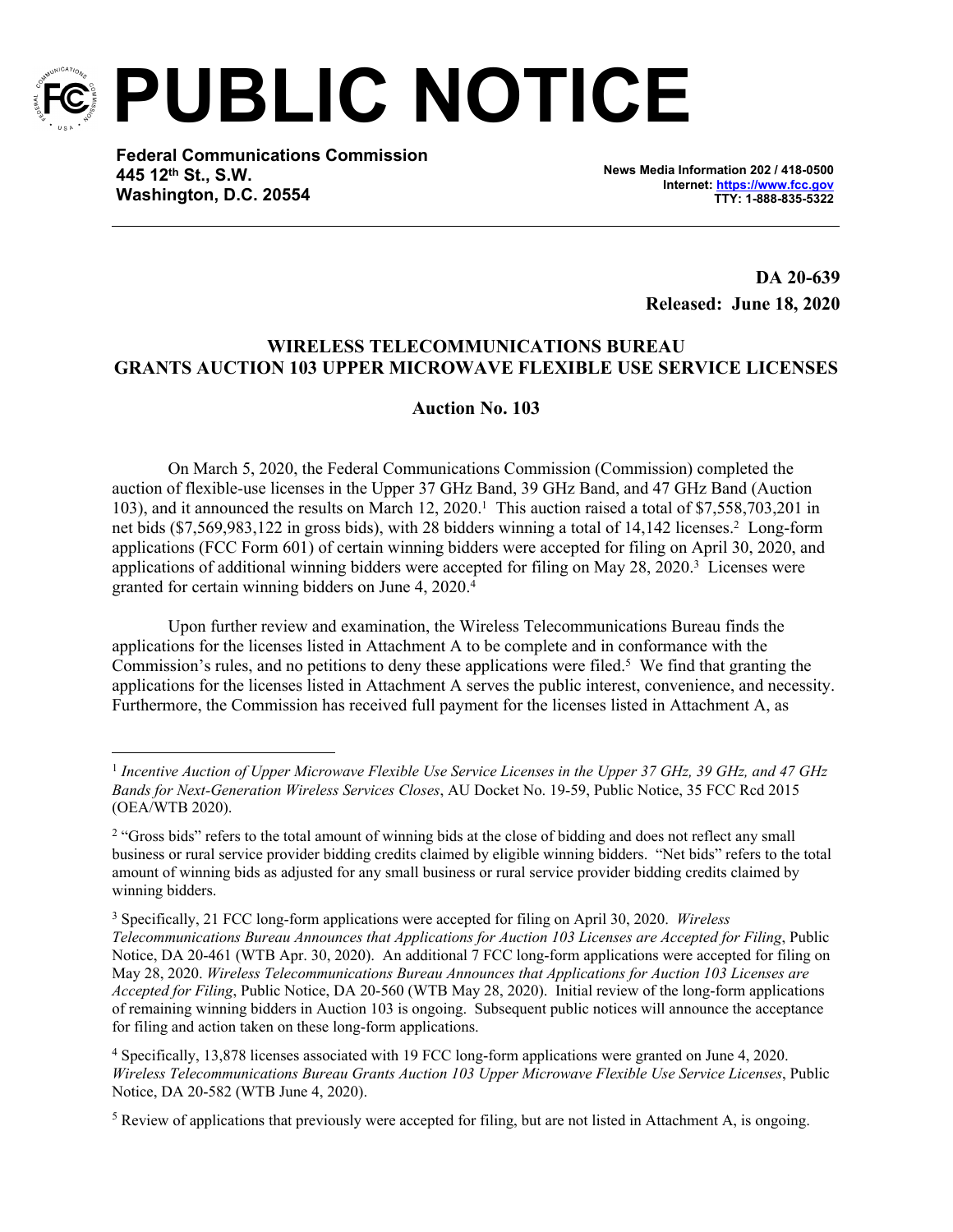// PUBLIC NOTICE

**Federal Communications Commission**
**445 12th St., S.W.**
**Washington, D.C. 20554**

**News Media Information 202 / 418-0500**
**Internet: https://www.fcc.gov**
**TTY: 1-888-835-5322**

**DA 20-639**
**Released: June 18, 2020**

## WIRELESS TELECOMMUNICATIONS BUREAU GRANTS AUCTION 103 UPPER MICROWAVE FLEXIBLE USE SERVICE LICENSES

### Auction No. 103

On March 5, 2020, the Federal Communications Commission (Commission) completed the auction of flexible-use licenses in the Upper 37 GHz Band, 39 GHz Band, and 47 GHz Band (Auction 103), and it announced the results on March 12, 2020.[1] This auction raised a total of $7,558,703,201 in net bids ($7,569,983,122 in gross bids), with 28 bidders winning a total of 14,142 licenses.[2] Long-form applications (FCC Form 601) of certain winning bidders were accepted for filing on April 30, 2020, and applications of additional winning bidders were accepted for filing on May 28, 2020.[3] Licenses were granted for certain winning bidders on June 4, 2020.[4]

Upon further review and examination, the Wireless Telecommunications Bureau finds the applications for the licenses listed in Attachment A to be complete and in conformance with the Commission's rules, and no petitions to deny these applications were filed.[5] We find that granting the applications for the licenses listed in Attachment A serves the public interest, convenience, and necessity. Furthermore, the Commission has received full payment for the licenses listed in Attachment A, as

---

[1] *Incentive Auction of Upper Microwave Flexible Use Service Licenses in the Upper 37 GHz, 39 GHz, and 47 GHz Bands for Next-Generation Wireless Services Closes*, AU Docket No. 19-59, Public Notice, 35 FCC Rcd 2015 (OEA/WTB 2020).

[2] "Gross bids" refers to the total amount of winning bids at the close of bidding and does not reflect any small business or rural service provider bidding credits claimed by eligible winning bidders. "Net bids" refers to the total amount of winning bids as adjusted for any small business or rural service provider bidding credits claimed by winning bidders.

[3] Specifically, 21 FCC long-form applications were accepted for filing on April 30, 2020. *Wireless Telecommunications Bureau Announces that Applications for Auction 103 Licenses are Accepted for Filing*, Public Notice, DA 20-461 (WTB Apr. 30, 2020). An additional 7 FCC long-form applications were accepted for filing on May 28, 2020. *Wireless Telecommunications Bureau Announces that Applications for Auction 103 Licenses are Accepted for Filing*, Public Notice, DA 20-560 (WTB May 28, 2020). Initial review of the long-form applications of remaining winning bidders in Auction 103 is ongoing. Subsequent public notices will announce the acceptance for filing and action taken on these long-form applications.

[4] Specifically, 13,878 licenses associated with 19 FCC long-form applications were granted on June 4, 2020. *Wireless Telecommunications Bureau Grants Auction 103 Upper Microwave Flexible Use Service Licenses*, Public Notice, DA 20-582 (WTB June 4, 2020).

[5] Review of applications that previously were accepted for filing, but are not listed in Attachment A, is ongoing.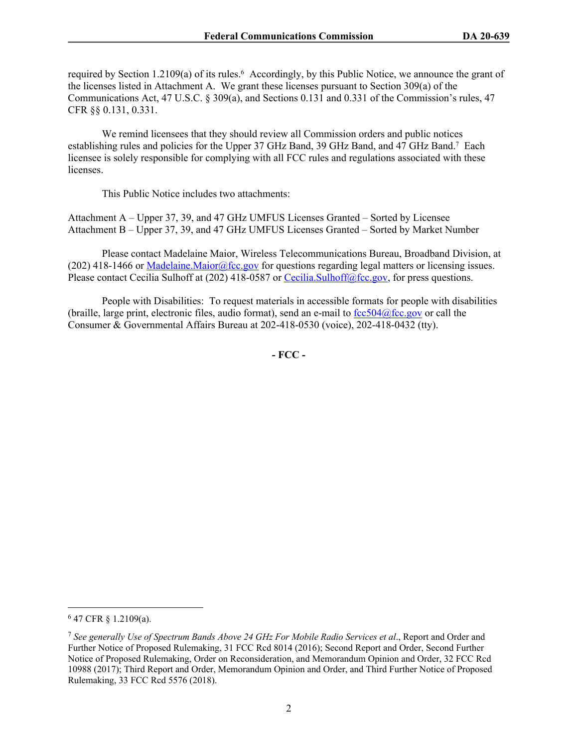required by Section 1.2109(a) of its rules.[6] Accordingly, by this Public Notice, we announce the grant of the licenses listed in Attachment A. We grant these licenses pursuant to Section 309(a) of the Communications Act, 47 U.S.C. § 309(a), and Sections 0.131 and 0.331 of the Commission's rules, 47 CFR §§ 0.131, 0.331.

We remind licensees that they should review all Commission orders and public notices establishing rules and policies for the Upper 37 GHz Band, 39 GHz Band, and 47 GHz Band.[7] Each licensee is solely responsible for complying with all FCC rules and regulations associated with these licenses.

This Public Notice includes two attachments:

Attachment A – Upper 37, 39, and 47 GHz UMFUS Licenses Granted – Sorted by Licensee
Attachment B – Upper 37, 39, and 47 GHz UMFUS Licenses Granted – Sorted by Market Number

Please contact Madelaine Maior, Wireless Telecommunications Bureau, Broadband Division, at (202) 418-1466 or Madelaine.Maior@fcc.gov for questions regarding legal matters or licensing issues. Please contact Cecilia Sulhoff at (202) 418-0587 or Cecilia.Sulhoff@fcc.gov, for press questions.

People with Disabilities: To request materials in accessible formats for people with disabilities (braille, large print, electronic files, audio format), send an e-mail to fcc504@fcc.gov or call the Consumer & Governmental Affairs Bureau at 202-418-0530 (voice), 202-418-0432 (tty).

**- FCC -**

---

[6] 47 CFR § 1.2109(a).

[7] *See generally Use of Spectrum Bands Above 24 GHz For Mobile Radio Services et al*., Report and Order and Further Notice of Proposed Rulemaking, 31 FCC Rcd 8014 (2016); Second Report and Order, Second Further Notice of Proposed Rulemaking, Order on Reconsideration, and Memorandum Opinion and Order, 32 FCC Rcd 10988 (2017); Third Report and Order, Memorandum Opinion and Order, and Third Further Notice of Proposed Rulemaking, 33 FCC Rcd 5576 (2018).